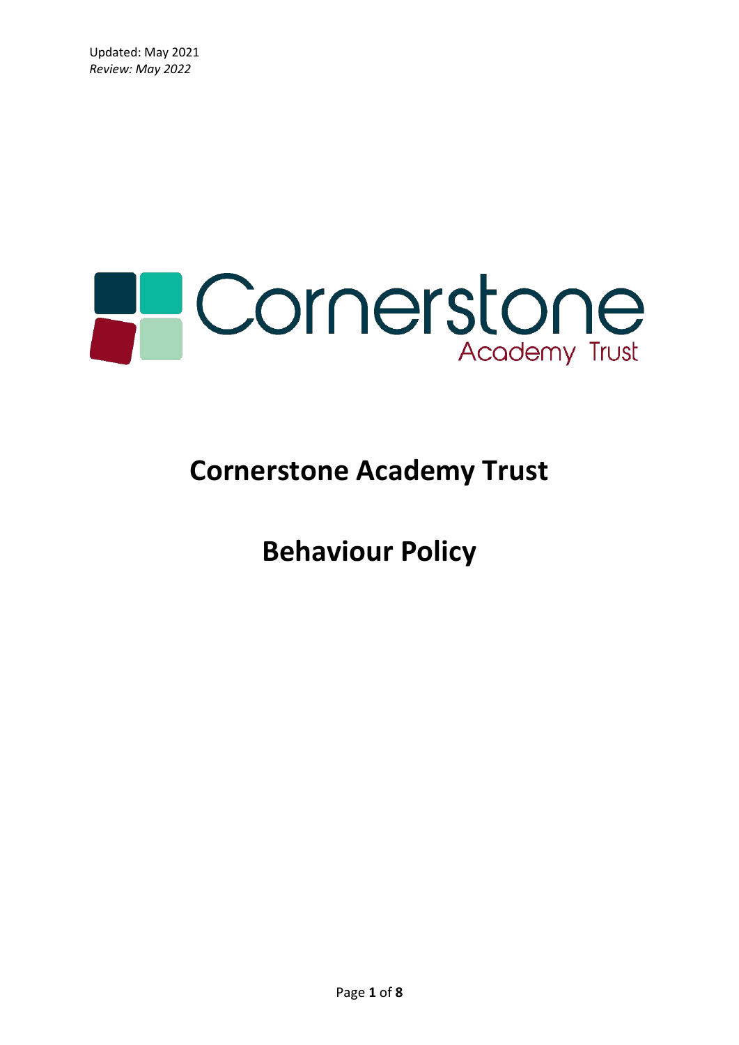Updated: May 2021
*Review: May 2022*

Cornerstone Academy Trust

# Cornerstone Academy Trust

# Behaviour Policy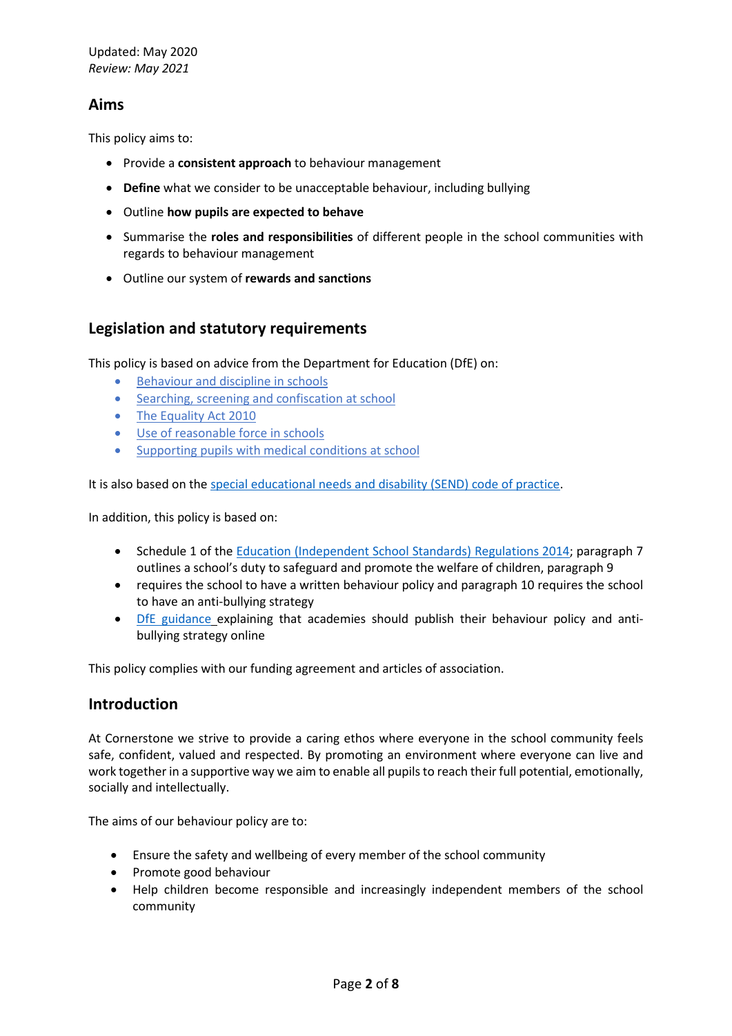Updated: May 2020
*Review: May 2021*

## Aims

This policy aims to:

- Provide a **consistent approach** to behaviour management
- **Define** what we consider to be unacceptable behaviour, including bullying
- Outline **how pupils are expected to behave**
- Summarise the **roles and responsibilities** of different people in the school communities with regards to behaviour management
- Outline our system of **rewards and sanctions**

## Legislation and statutory requirements

This policy is based on advice from the Department for Education (DfE) on:

- Behaviour and discipline in schools
- Searching, screening and confiscation at school
- The Equality Act 2010
- Use of reasonable force in schools
- Supporting pupils with medical conditions at school

It is also based on the special educational needs and disability (SEND) code of practice.

In addition, this policy is based on:

- Schedule 1 of the Education (Independent School Standards) Regulations 2014; paragraph 7 outlines a school's duty to safeguard and promote the welfare of children, paragraph 9
- requires the school to have a written behaviour policy and paragraph 10 requires the school to have an anti-bullying strategy
- DfE guidance explaining that academies should publish their behaviour policy and anti-bullying strategy online

This policy complies with our funding agreement and articles of association.

## Introduction

At Cornerstone we strive to provide a caring ethos where everyone in the school community feels safe, confident, valued and respected. By promoting an environment where everyone can live and work together in a supportive way we aim to enable all pupils to reach their full potential, emotionally, socially and intellectually.

The aims of our behaviour policy are to:

- Ensure the safety and wellbeing of every member of the school community
- Promote good behaviour
- Help children become responsible and increasingly independent members of the school community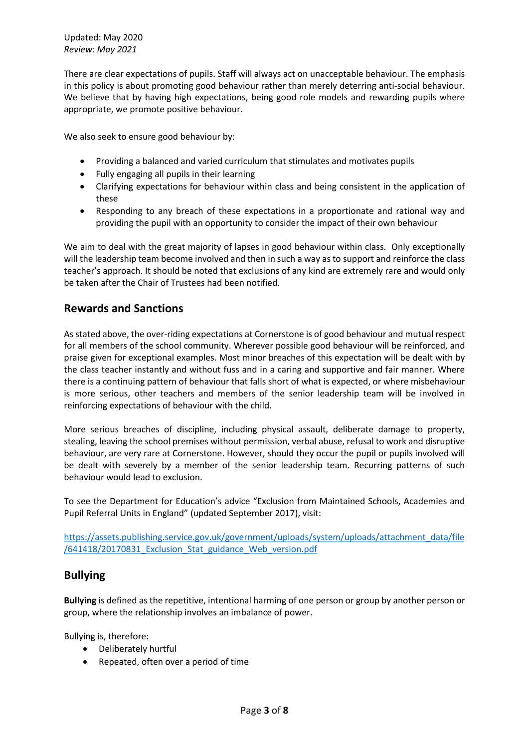Updated: May 2020
*Review: May 2021*

There are clear expectations of pupils. Staff will always act on unacceptable behaviour. The emphasis in this policy is about promoting good behaviour rather than merely deterring anti-social behaviour. We believe that by having high expectations, being good role models and rewarding pupils where appropriate, we promote positive behaviour.

We also seek to ensure good behaviour by:

- Providing a balanced and varied curriculum that stimulates and motivates pupils
- Fully engaging all pupils in their learning
- Clarifying expectations for behaviour within class and being consistent in the application of these
- Responding to any breach of these expectations in a proportionate and rational way and providing the pupil with an opportunity to consider the impact of their own behaviour

We aim to deal with the great majority of lapses in good behaviour within class. Only exceptionally will the leadership team become involved and then in such a way as to support and reinforce the class teacher's approach. It should be noted that exclusions of any kind are extremely rare and would only be taken after the Chair of Trustees had been notified.

## Rewards and Sanctions

As stated above, the over-riding expectations at Cornerstone is of good behaviour and mutual respect for all members of the school community. Wherever possible good behaviour will be reinforced, and praise given for exceptional examples. Most minor breaches of this expectation will be dealt with by the class teacher instantly and without fuss and in a caring and supportive and fair manner. Where there is a continuing pattern of behaviour that falls short of what is expected, or where misbehaviour is more serious, other teachers and members of the senior leadership team will be involved in reinforcing expectations of behaviour with the child.

More serious breaches of discipline, including physical assault, deliberate damage to property, stealing, leaving the school premises without permission, verbal abuse, refusal to work and disruptive behaviour, are very rare at Cornerstone. However, should they occur the pupil or pupils involved will be dealt with severely by a member of the senior leadership team. Recurring patterns of such behaviour would lead to exclusion.

To see the Department for Education's advice "Exclusion from Maintained Schools, Academies and Pupil Referral Units in England" (updated September 2017), visit:

https://assets.publishing.service.gov.uk/government/uploads/system/uploads/attachment_data/file/641418/20170831_Exclusion_Stat_guidance_Web_version.pdf

## Bullying

**Bullying** is defined as the repetitive, intentional harming of one person or group by another person or group, where the relationship involves an imbalance of power.

Bullying is, therefore:

- Deliberately hurtful
- Repeated, often over a period of time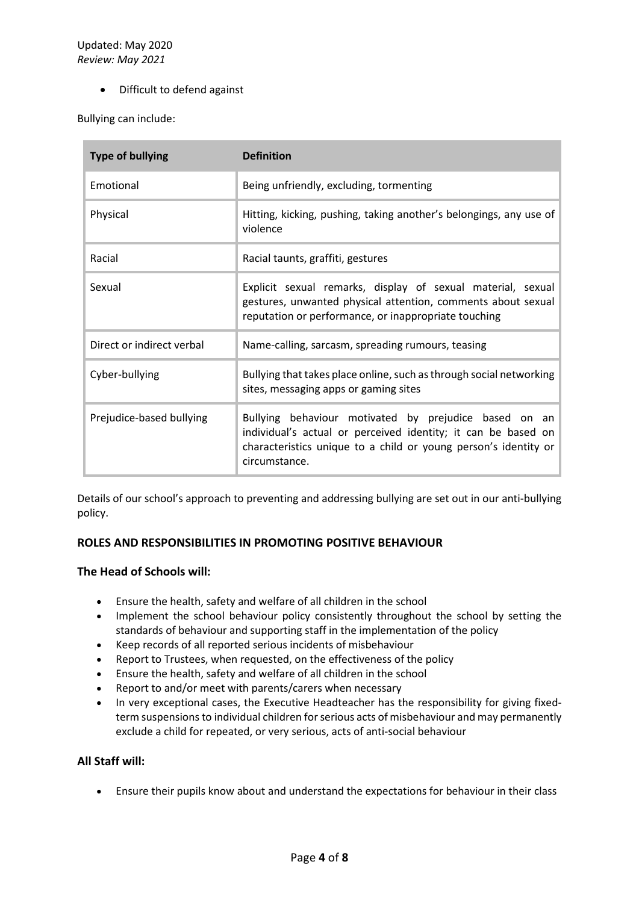- Difficult to defend against

Bullying can include:

| Type of bullying | Definition |
|---|---|
| Emotional | Being unfriendly, excluding, tormenting |
| Physical | Hitting, kicking, pushing, taking another's belongings, any use of violence |
| Racial | Racial taunts, graffiti, gestures |
| Sexual | Explicit sexual remarks, display of sexual material, sexual gestures, unwanted physical attention, comments about sexual reputation or performance, or inappropriate touching |
| Direct or indirect verbal | Name-calling, sarcasm, spreading rumours, teasing |
| Cyber-bullying | Bullying that takes place online, such as through social networking sites, messaging apps or gaming sites |
| Prejudice-based bullying | Bullying behaviour motivated by prejudice based on an individual's actual or perceived identity; it can be based on characteristics unique to a child or young person's identity or circumstance. |

Details of our school's approach to preventing and addressing bullying are set out in our anti-bullying policy.

## ROLES AND RESPONSIBILITIES IN PROMOTING POSITIVE BEHAVIOUR

### The Head of Schools will:

- Ensure the health, safety and welfare of all children in the school
- Implement the school behaviour policy consistently throughout the school by setting the standards of behaviour and supporting staff in the implementation of the policy
- Keep records of all reported serious incidents of misbehaviour
- Report to Trustees, when requested, on the effectiveness of the policy
- Ensure the health, safety and welfare of all children in the school
- Report to and/or meet with parents/carers when necessary
- In very exceptional cases, the Executive Headteacher has the responsibility for giving fixed-term suspensions to individual children for serious acts of misbehaviour and may permanently exclude a child for repeated, or very serious, acts of anti-social behaviour

### All Staff will:

- Ensure their pupils know about and understand the expectations for behaviour in their class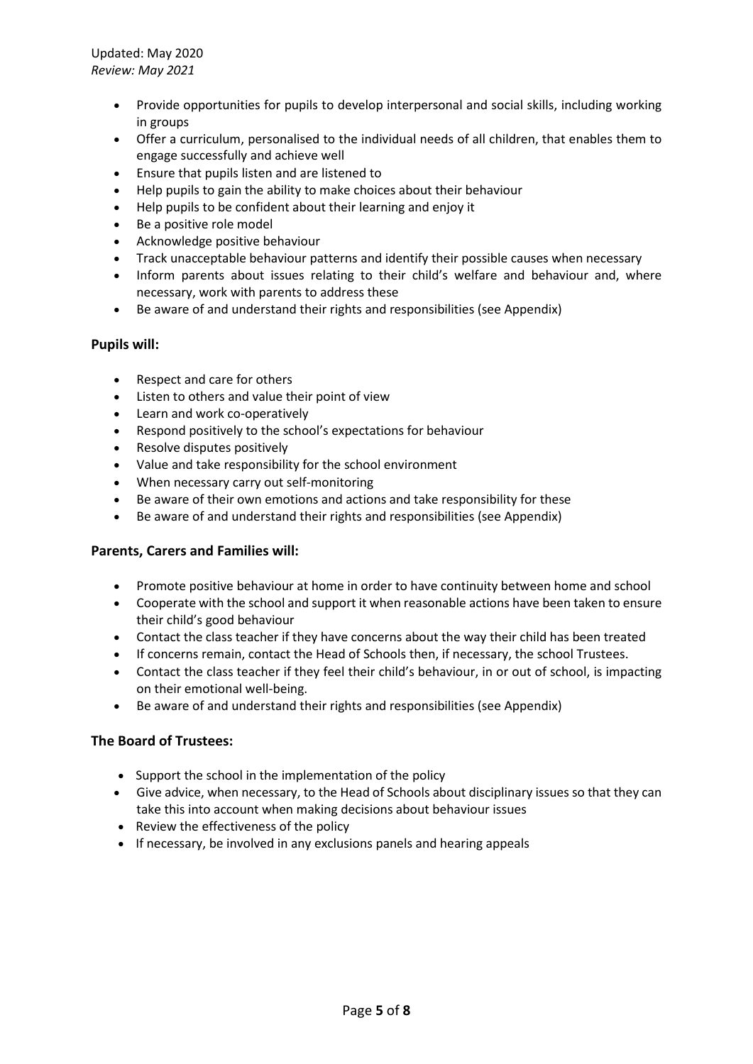- Provide opportunities for pupils to develop interpersonal and social skills, including working in groups
- Offer a curriculum, personalised to the individual needs of all children, that enables them to engage successfully and achieve well
- Ensure that pupils listen and are listened to
- Help pupils to gain the ability to make choices about their behaviour
- Help pupils to be confident about their learning and enjoy it
- Be a positive role model
- Acknowledge positive behaviour
- Track unacceptable behaviour patterns and identify their possible causes when necessary
- Inform parents about issues relating to their child's welfare and behaviour and, where necessary, work with parents to address these
- Be aware of and understand their rights and responsibilities (see Appendix)

### Pupils will:

- Respect and care for others
- Listen to others and value their point of view
- Learn and work co-operatively
- Respond positively to the school's expectations for behaviour
- Resolve disputes positively
- Value and take responsibility for the school environment
- When necessary carry out self-monitoring
- Be aware of their own emotions and actions and take responsibility for these
- Be aware of and understand their rights and responsibilities (see Appendix)

### Parents, Carers and Families will:

- Promote positive behaviour at home in order to have continuity between home and school
- Cooperate with the school and support it when reasonable actions have been taken to ensure their child's good behaviour
- Contact the class teacher if they have concerns about the way their child has been treated
- If concerns remain, contact the Head of Schools then, if necessary, the school Trustees.
- Contact the class teacher if they feel their child's behaviour, in or out of school, is impacting on their emotional well-being.
- Be aware of and understand their rights and responsibilities (see Appendix)

### The Board of Trustees:

- Support the school in the implementation of the policy
- Give advice, when necessary, to the Head of Schools about disciplinary issues so that they can take this into account when making decisions about behaviour issues
- Review the effectiveness of the policy
- If necessary, be involved in any exclusions panels and hearing appeals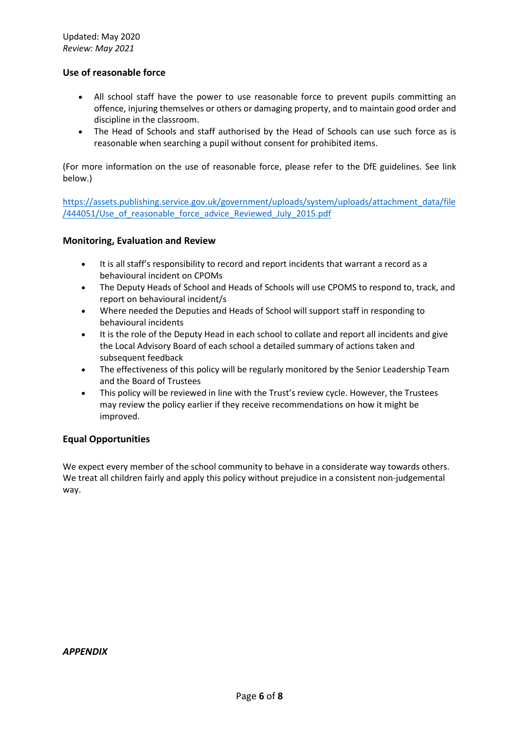Updated: May 2020
*Review: May 2021*

**Use of reasonable force**

- All school staff have the power to use reasonable force to prevent pupils committing an offence, injuring themselves or others or damaging property, and to maintain good order and discipline in the classroom.
- The Head of Schools and staff authorised by the Head of Schools can use such force as is reasonable when searching a pupil without consent for prohibited items.

(For more information on the use of reasonable force, please refer to the DfE guidelines. See link below.)

[https://assets.publishing.service.gov.uk/government/uploads/system/uploads/attachment_data/file/444051/Use_of_reasonable_force_advice_Reviewed_July_2015.pdf](https://assets.publishing.service.gov.uk/government/uploads/system/uploads/attachment_data/file/444051/Use_of_reasonable_force_advice_Reviewed_July_2015.pdf)

**Monitoring, Evaluation and Review**

- It is all staff's responsibility to record and report incidents that warrant a record as a behavioural incident on CPOMs
- The Deputy Heads of School and Heads of Schools will use CPOMS to respond to, track, and report on behavioural incident/s
- Where needed the Deputies and Heads of School will support staff in responding to behavioural incidents
- It is the role of the Deputy Head in each school to collate and report all incidents and give the Local Advisory Board of each school a detailed summary of actions taken and subsequent feedback
- The effectiveness of this policy will be regularly monitored by the Senior Leadership Team and the Board of Trustees
- This policy will be reviewed in line with the Trust's review cycle. However, the Trustees may review the policy earlier if they receive recommendations on how it might be improved.

**Equal Opportunities**

We expect every member of the school community to behave in a considerate way towards others. We treat all children fairly and apply this policy without prejudice in a consistent non-judgemental way.

***APPENDIX***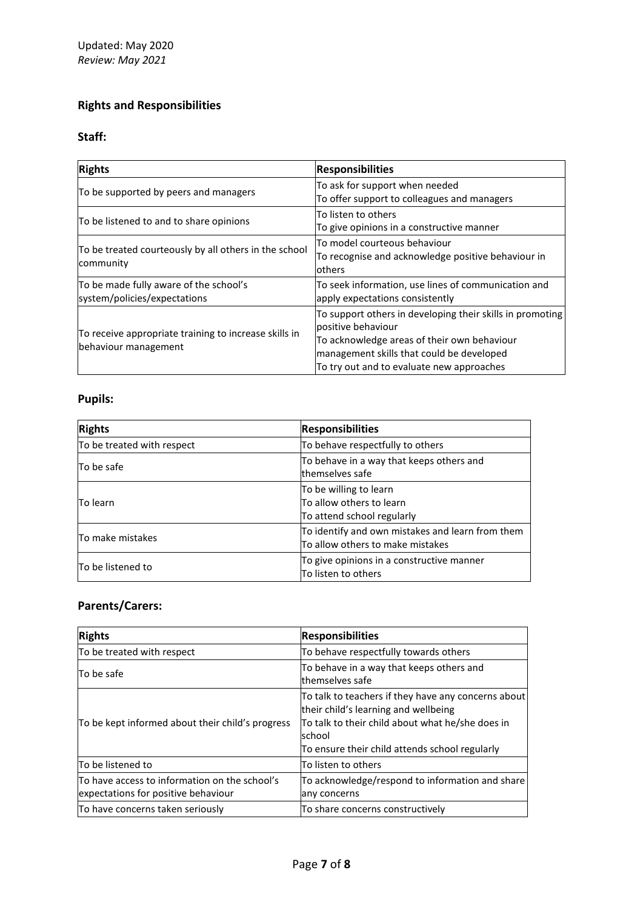Updated: May 2020
*Review: May 2021*

## Rights and Responsibilities

### Staff:

| Rights | Responsibilities |
|---|---|
| To be supported by peers and managers | To ask for support when needed<br>To offer support to colleagues and managers |
| To be listened to and to share opinions | To listen to others<br>To give opinions in a constructive manner |
| To be treated courteously by all others in the school community | To model courteous behaviour<br>To recognise and acknowledge positive behaviour in others |
| To be made fully aware of the school's system/policies/expectations | To seek information, use lines of communication and apply expectations consistently |
| To receive appropriate training to increase skills in behaviour management | To support others in developing their skills in promoting positive behaviour<br>To acknowledge areas of their own behaviour management skills that could be developed<br>To try out and to evaluate new approaches |

### Pupils:

| Rights | Responsibilities |
|---|---|
| To be treated with respect | To behave respectfully to others |
| To be safe | To behave in a way that keeps others and themselves safe |
| To learn | To be willing to learn<br>To allow others to learn<br>To attend school regularly |
| To make mistakes | To identify and own mistakes and learn from them<br>To allow others to make mistakes |
| To be listened to | To give opinions in a constructive manner<br>To listen to others |

### Parents/Carers:

| Rights | Responsibilities |
|---|---|
| To be treated with respect | To behave respectfully towards others |
| To be safe | To behave in a way that keeps others and themselves safe |
| To be kept informed about their child's progress | To talk to teachers if they have any concerns about their child's learning and wellbeing<br>To talk to their child about what he/she does in school<br>To ensure their child attends school regularly |
| To be listened to | To listen to others |
| To have access to information on the school's expectations for positive behaviour | To acknowledge/respond to information and share any concerns |
| To have concerns taken seriously | To share concerns constructively |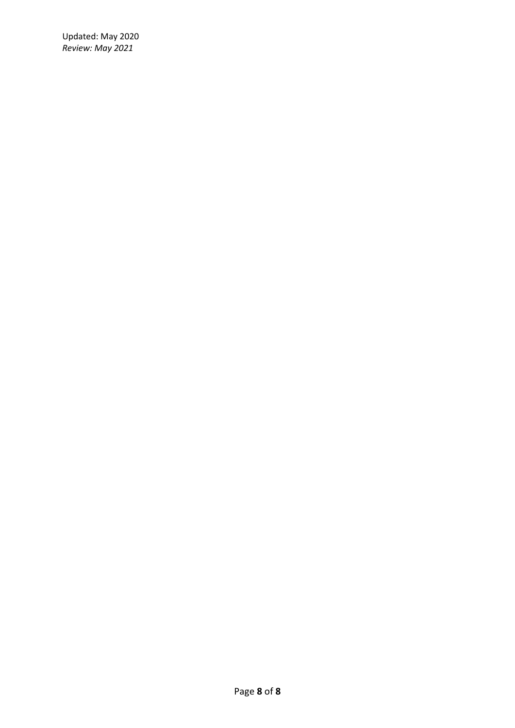Updated: May 2020
*Review: May 2021*